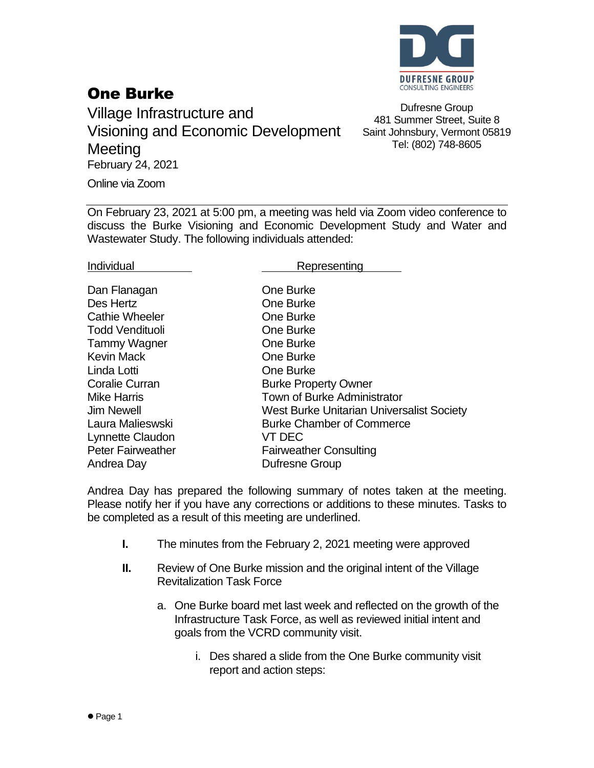# One Burke

Village Infrastructure and Visioning and Economic Development Meeting

February 24, 2021

Online via Zoom

DUFRESNE GROUP
CONSULTING ENGINEERS

Dufresne Group
481 Summer Street, Suite 8
Saint Johnsbury, Vermont 05819
Tel: (802) 748-8605

---

On February 23, 2021 at 5:00 pm, a meeting was held via Zoom video conference to discuss the Burke Visioning and Economic Development Study and Water and Wastewater Study. The following individuals attended:

| Individual | Representing |
|---|---|
| Dan Flanagan | One Burke |
| Des Hertz | One Burke |
| Cathie Wheeler | One Burke |
| Todd Vendituoli | One Burke |
| Tammy Wagner | One Burke |
| Kevin Mack | One Burke |
| Linda Lotti | One Burke |
| Coralie Curran | Burke Property Owner |
| Mike Harris | Town of Burke Administrator |
| Jim Newell | West Burke Unitarian Universalist Society |
| Laura Malieswski | Burke Chamber of Commerce |
| Lynnette Claudon | VT DEC |
| Peter Fairweather | Fairweather Consulting |
| Andrea Day | Dufresne Group |

Andrea Day has prepared the following summary of notes taken at the meeting. Please notify her if you have any corrections or additions to these minutes. Tasks to be completed as a result of this meeting are underlined.

**I.** The minutes from the February 2, 2021 meeting were approved

**II.** Review of One Burke mission and the original intent of the Village Revitalization Task Force

a. One Burke board met last week and reflected on the growth of the Infrastructure Task Force, as well as reviewed initial intent and goals from the VCRD community visit.

i. Des shared a slide from the One Burke community visit report and action steps: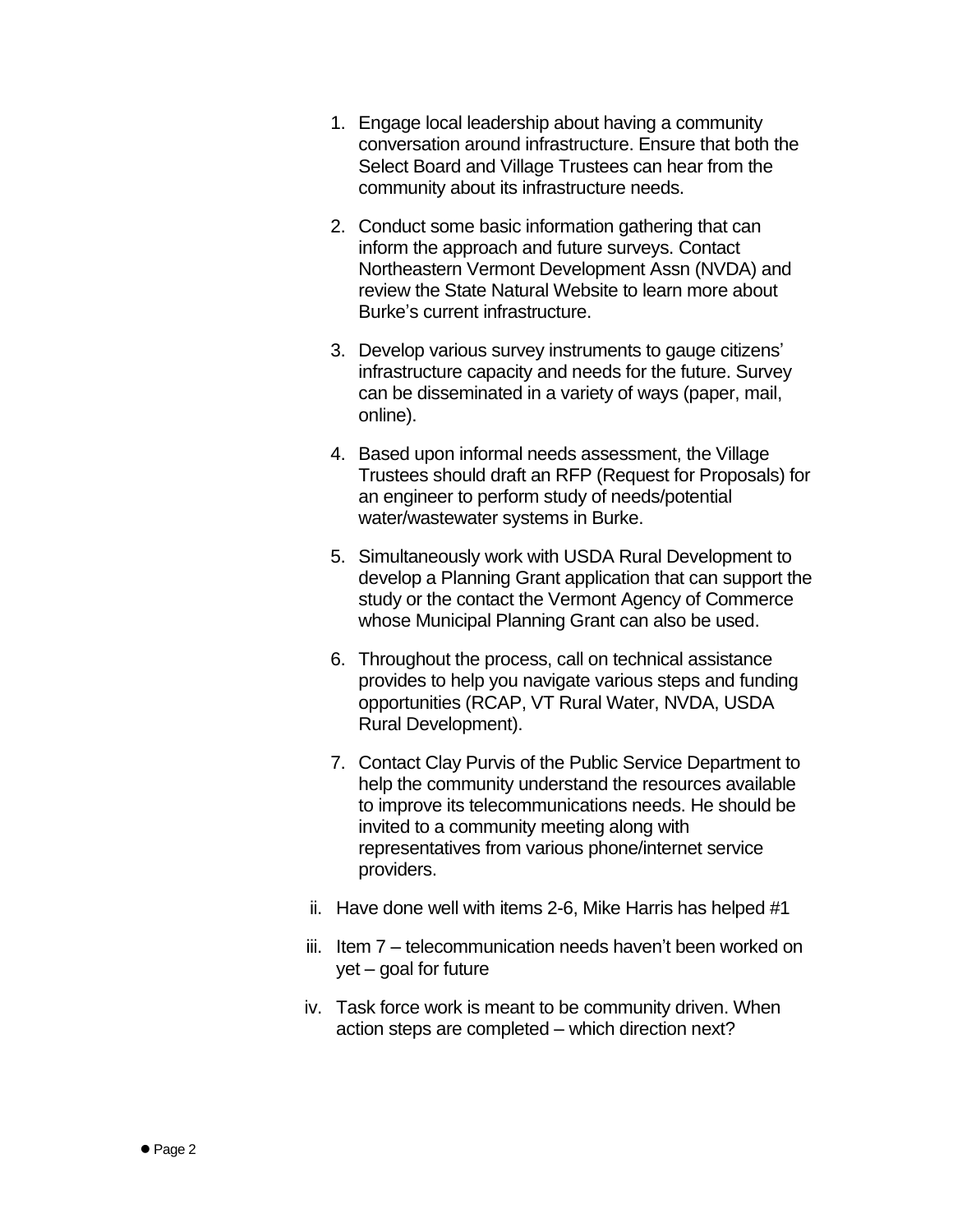1. Engage local leadership about having a community conversation around infrastructure. Ensure that both the Select Board and Village Trustees can hear from the community about its infrastructure needs.

2. Conduct some basic information gathering that can inform the approach and future surveys. Contact Northeastern Vermont Development Assn (NVDA) and review the State Natural Website to learn more about Burke's current infrastructure.

3. Develop various survey instruments to gauge citizens' infrastructure capacity and needs for the future. Survey can be disseminated in a variety of ways (paper, mail, online).

4. Based upon informal needs assessment, the Village Trustees should draft an RFP (Request for Proposals) for an engineer to perform study of needs/potential water/wastewater systems in Burke.

5. Simultaneously work with USDA Rural Development to develop a Planning Grant application that can support the study or the contact the Vermont Agency of Commerce whose Municipal Planning Grant can also be used.

6. Throughout the process, call on technical assistance provides to help you navigate various steps and funding opportunities (RCAP, VT Rural Water, NVDA, USDA Rural Development).

7. Contact Clay Purvis of the Public Service Department to help the community understand the resources available to improve its telecommunications needs. He should be invited to a community meeting along with representatives from various phone/internet service providers.

ii. Have done well with items 2-6, Mike Harris has helped #1

iii. Item 7 – telecommunication needs haven't been worked on yet – goal for future

iv. Task force work is meant to be community driven. When action steps are completed – which direction next?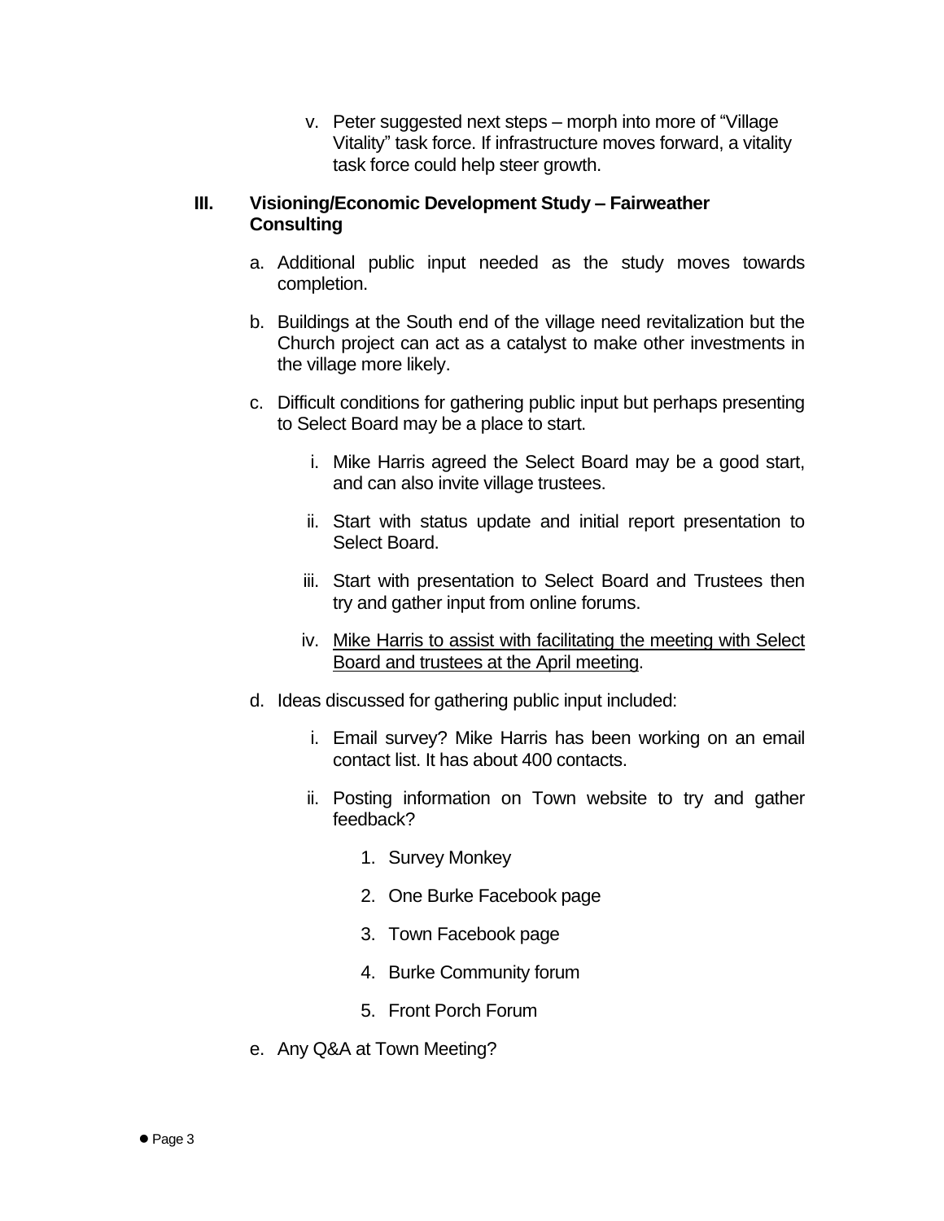v. Peter suggested next steps – morph into more of "Village Vitality" task force. If infrastructure moves forward, a vitality task force could help steer growth.

## III. Visioning/Economic Development Study – Fairweather Consulting

a. Additional public input needed as the study moves towards completion.

b. Buildings at the South end of the village need revitalization but the Church project can act as a catalyst to make other investments in the village more likely.

c. Difficult conditions for gathering public input but perhaps presenting to Select Board may be a place to start.

   i. Mike Harris agreed the Select Board may be a good start, and can also invite village trustees.

   ii. Start with status update and initial report presentation to Select Board.

   iii. Start with presentation to Select Board and Trustees then try and gather input from online forums.

   iv. <u>Mike Harris to assist with facilitating the meeting with Select Board and trustees at the April meeting</u>.

d. Ideas discussed for gathering public input included:

   i. Email survey? Mike Harris has been working on an email contact list. It has about 400 contacts.

   ii. Posting information on Town website to try and gather feedback?

      1. Survey Monkey
      2. One Burke Facebook page
      3. Town Facebook page
      4. Burke Community forum
      5. Front Porch Forum

e. Any Q&A at Town Meeting?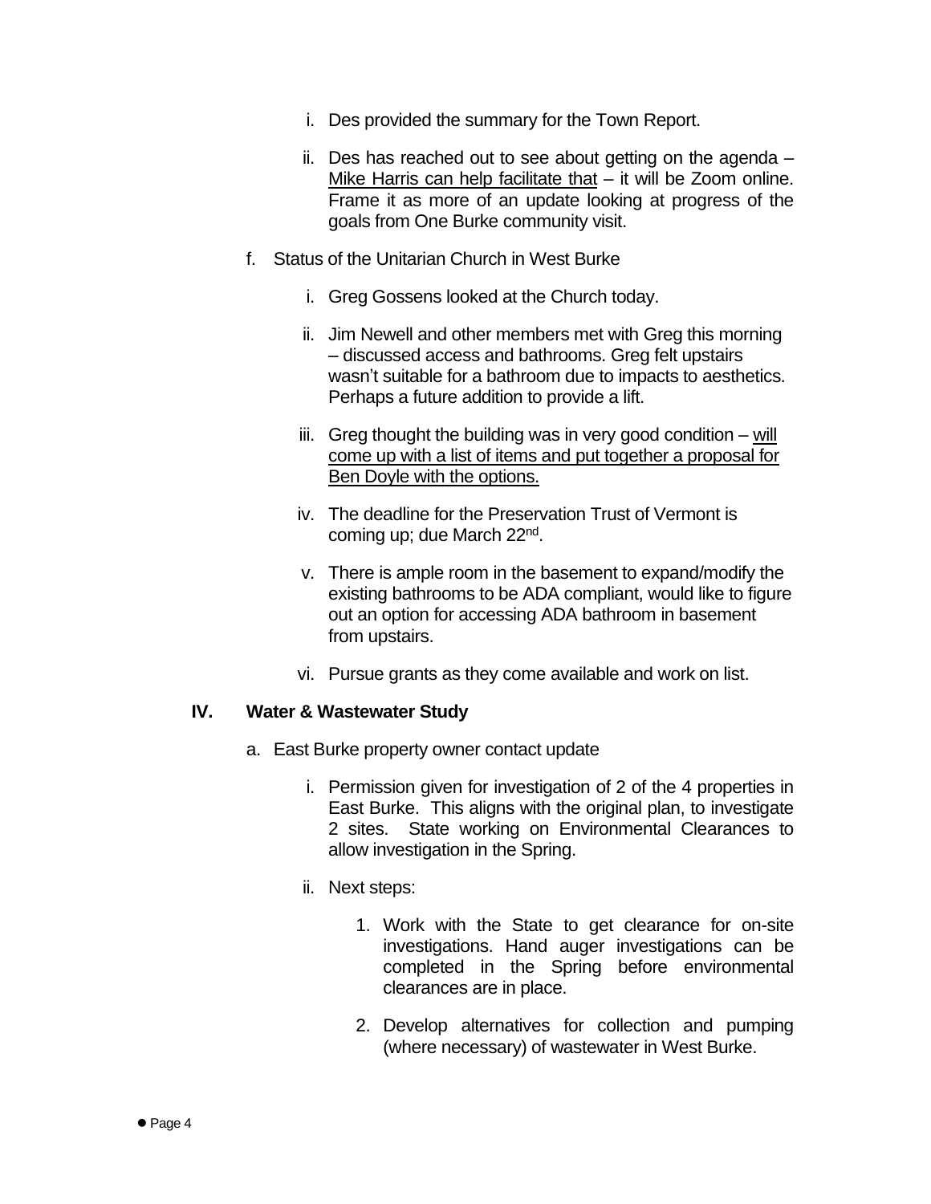i. Des provided the summary for the Town Report.

ii. Des has reached out to see about getting on the agenda – Mike Harris can help facilitate that – it will be Zoom online. Frame it as more of an update looking at progress of the goals from One Burke community visit.

f. Status of the Unitarian Church in West Burke

   i. Greg Gossens looked at the Church today.

   ii. Jim Newell and other members met with Greg this morning – discussed access and bathrooms. Greg felt upstairs wasn't suitable for a bathroom due to impacts to aesthetics. Perhaps a future addition to provide a lift.

   iii. Greg thought the building was in very good condition – will come up with a list of items and put together a proposal for Ben Doyle with the options.

   iv. The deadline for the Preservation Trust of Vermont is coming up; due March 22nd.

   v. There is ample room in the basement to expand/modify the existing bathrooms to be ADA compliant, would like to figure out an option for accessing ADA bathroom in basement from upstairs.

   vi. Pursue grants as they come available and work on list.

## IV. Water & Wastewater Study

a. East Burke property owner contact update

   i. Permission given for investigation of 2 of the 4 properties in East Burke. This aligns with the original plan, to investigate 2 sites. State working on Environmental Clearances to allow investigation in the Spring.

   ii. Next steps:

      1. Work with the State to get clearance for on-site investigations. Hand auger investigations can be completed in the Spring before environmental clearances are in place.

      2. Develop alternatives for collection and pumping (where necessary) of wastewater in West Burke.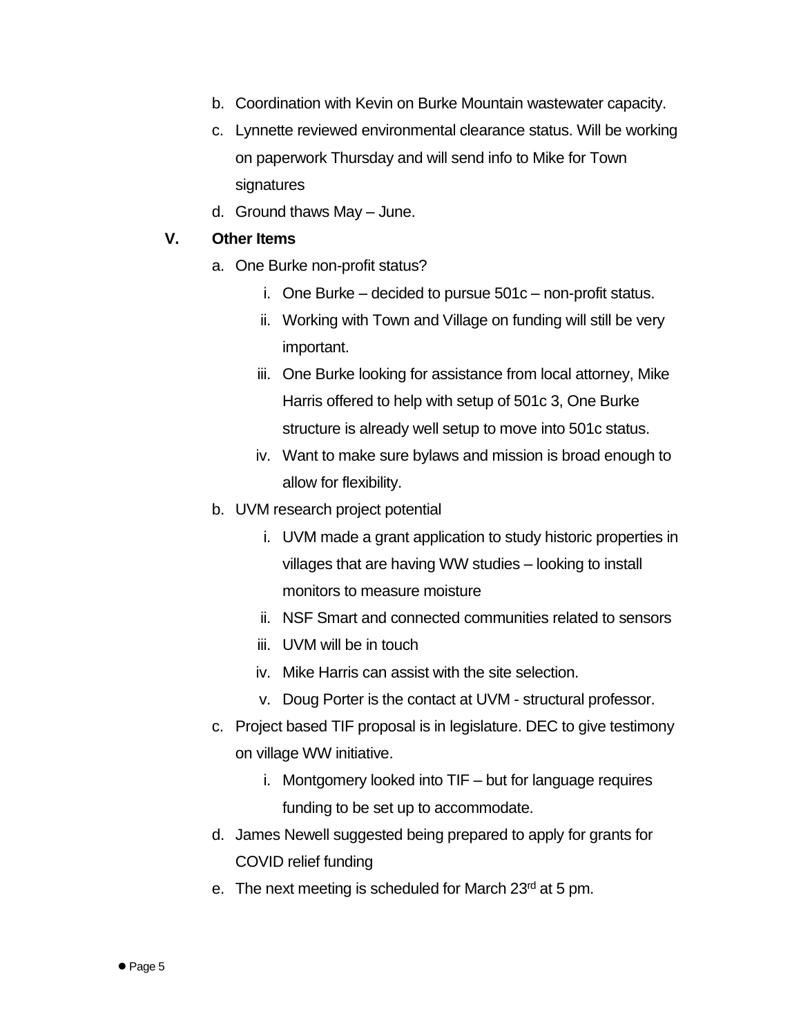b. Coordination with Kevin on Burke Mountain wastewater capacity.

c. Lynnette reviewed environmental clearance status. Will be working on paperwork Thursday and will send info to Mike for Town signatures

d. Ground thaws May – June.

**V. Other Items**

a. One Burke non-profit status?

   i. One Burke – decided to pursue 501c – non-profit status.

   ii. Working with Town and Village on funding will still be very important.

   iii. One Burke looking for assistance from local attorney, Mike Harris offered to help with setup of 501c 3, One Burke structure is already well setup to move into 501c status.

   iv. Want to make sure bylaws and mission is broad enough to allow for flexibility.

b. UVM research project potential

   i. UVM made a grant application to study historic properties in villages that are having WW studies – looking to install monitors to measure moisture

   ii. NSF Smart and connected communities related to sensors

   iii. UVM will be in touch

   iv. Mike Harris can assist with the site selection.

   v. Doug Porter is the contact at UVM - structural professor.

c. Project based TIF proposal is in legislature. DEC to give testimony on village WW initiative.

   i. Montgomery looked into TIF – but for language requires funding to be set up to accommodate.

d. James Newell suggested being prepared to apply for grants for COVID relief funding

e. The next meeting is scheduled for March 23rd at 5 pm.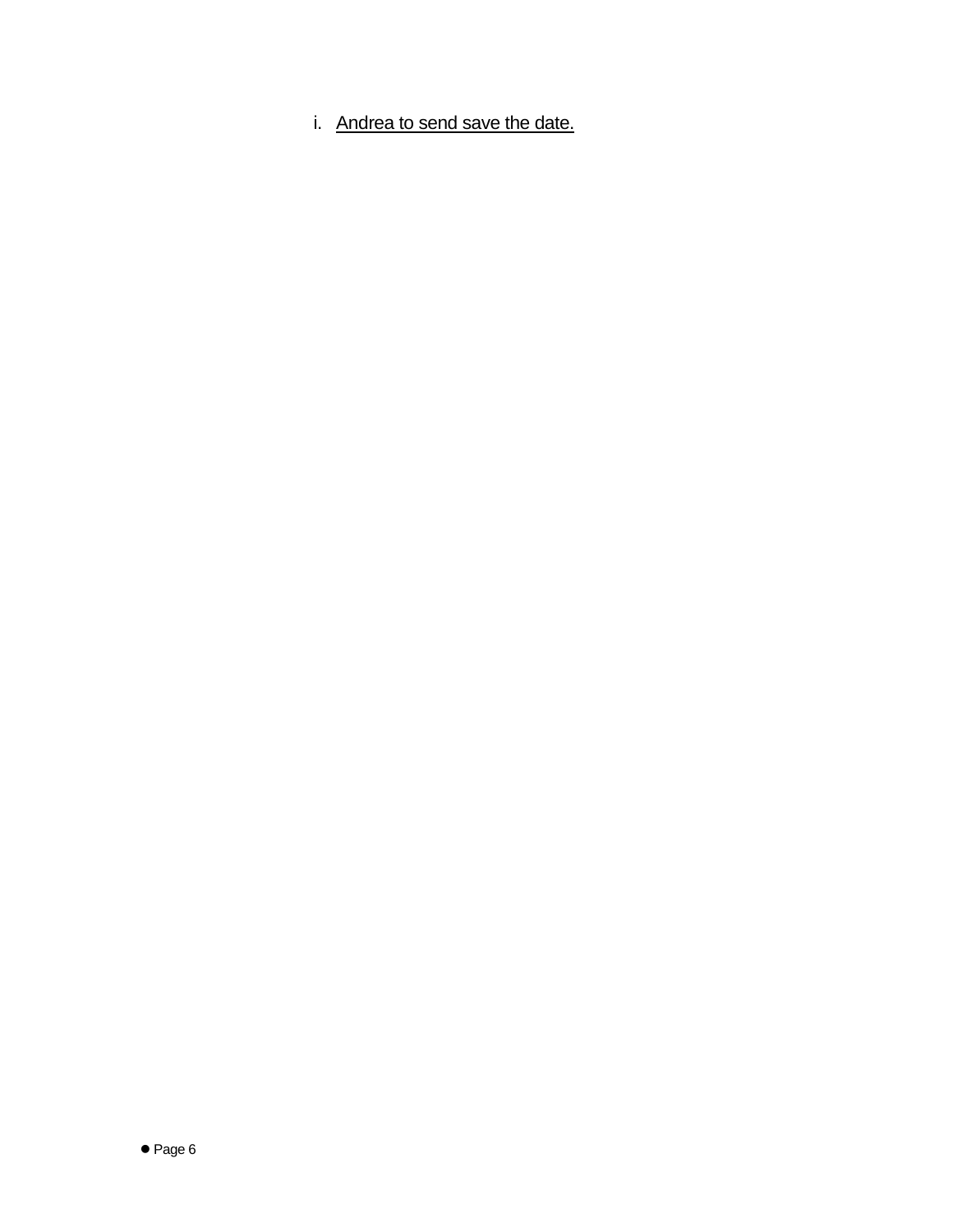i. <u>Andrea to send save the date.</u>